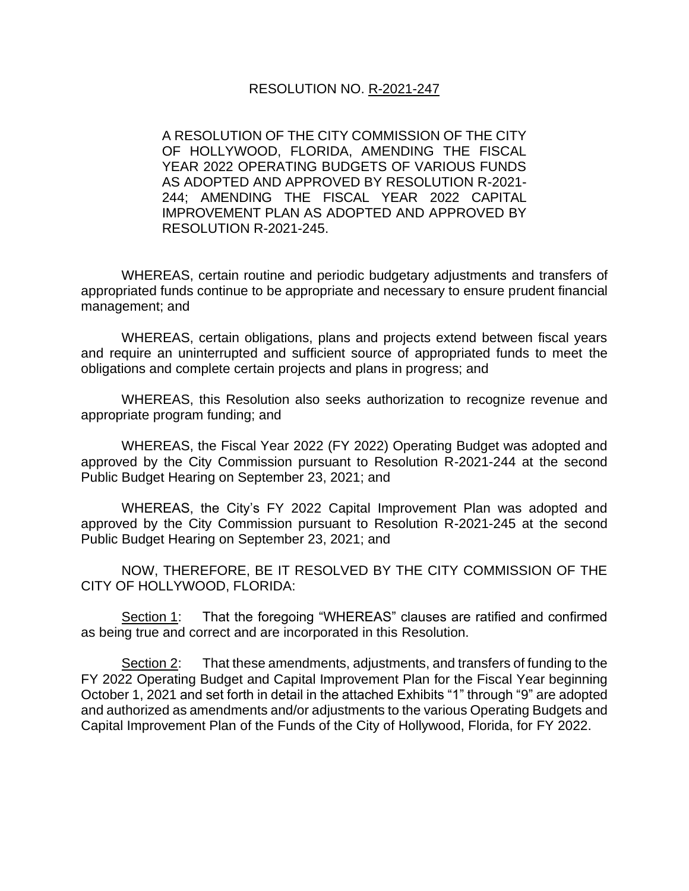# RESOLUTION NO. R-2021-247

A RESOLUTION OF THE CITY COMMISSION OF THE CITY OF HOLLYWOOD, FLORIDA, AMENDING THE FISCAL YEAR 2022 OPERATING BUDGETS OF VARIOUS FUNDS AS ADOPTED AND APPROVED BY RESOLUTION R-2021-244; AMENDING THE FISCAL YEAR 2022 CAPITAL IMPROVEMENT PLAN AS ADOPTED AND APPROVED BY RESOLUTION R-2021-245.

WHEREAS, certain routine and periodic budgetary adjustments and transfers of appropriated funds continue to be appropriate and necessary to ensure prudent financial management; and

WHEREAS, certain obligations, plans and projects extend between fiscal years and require an uninterrupted and sufficient source of appropriated funds to meet the obligations and complete certain projects and plans in progress; and

WHEREAS, this Resolution also seeks authorization to recognize revenue and appropriate program funding; and

WHEREAS, the Fiscal Year 2022 (FY 2022) Operating Budget was adopted and approved by the City Commission pursuant to Resolution R-2021-244 at the second Public Budget Hearing on September 23, 2021; and

WHEREAS, the City's FY 2022 Capital Improvement Plan was adopted and approved by the City Commission pursuant to Resolution R-2021-245 at the second Public Budget Hearing on September 23, 2021; and

NOW, THEREFORE, BE IT RESOLVED BY THE CITY COMMISSION OF THE CITY OF HOLLYWOOD, FLORIDA:

Section 1: That the foregoing "WHEREAS" clauses are ratified and confirmed as being true and correct and are incorporated in this Resolution.

Section 2: That these amendments, adjustments, and transfers of funding to the FY 2022 Operating Budget and Capital Improvement Plan for the Fiscal Year beginning October 1, 2021 and set forth in detail in the attached Exhibits "1" through "9" are adopted and authorized as amendments and/or adjustments to the various Operating Budgets and Capital Improvement Plan of the Funds of the City of Hollywood, Florida, for FY 2022.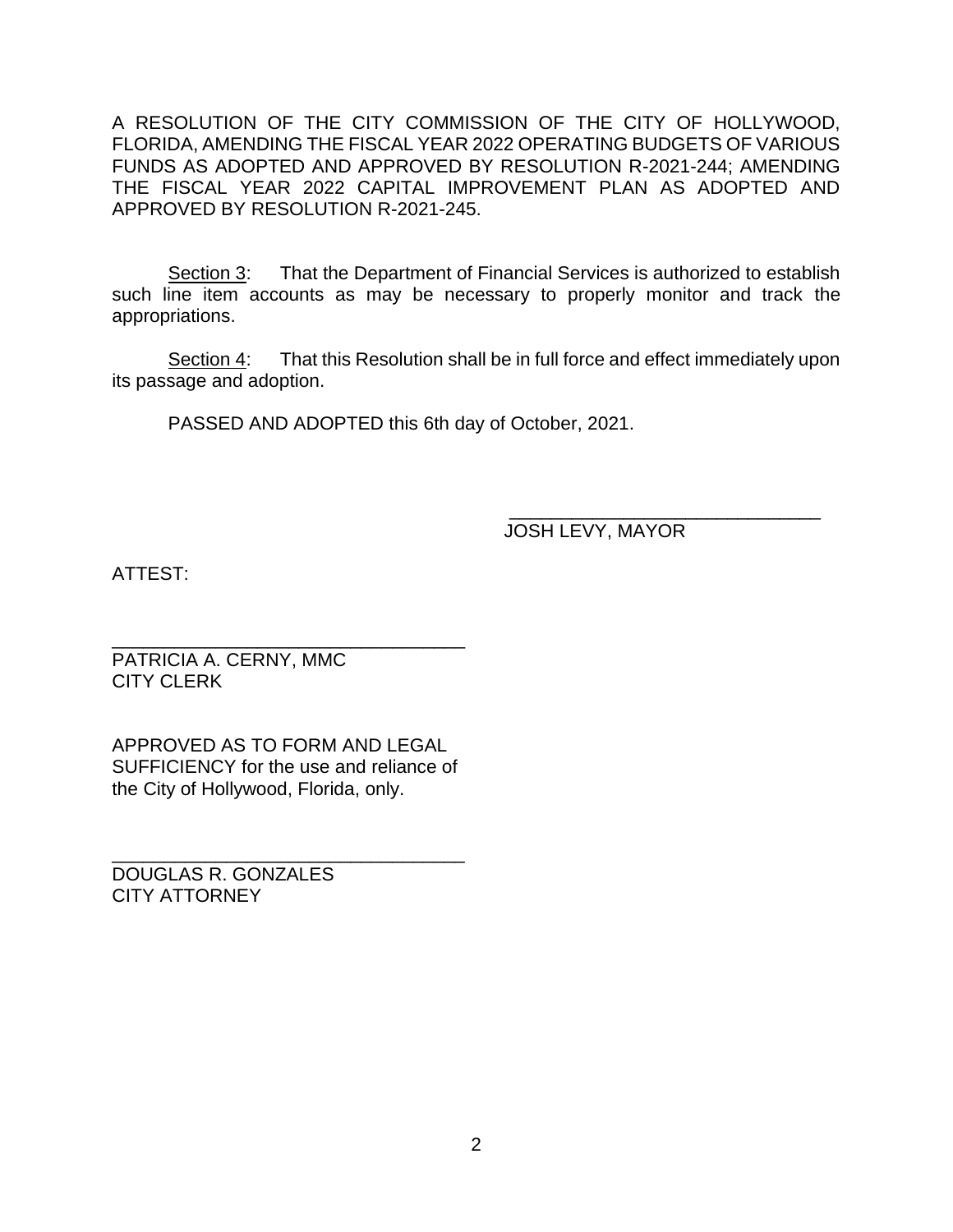A RESOLUTION OF THE CITY COMMISSION OF THE CITY OF HOLLYWOOD, FLORIDA, AMENDING THE FISCAL YEAR 2022 OPERATING BUDGETS OF VARIOUS FUNDS AS ADOPTED AND APPROVED BY RESOLUTION R-2021-244; AMENDING THE FISCAL YEAR 2022 CAPITAL IMPROVEMENT PLAN AS ADOPTED AND APPROVED BY RESOLUTION R-2021-245.

<u>Section 3</u>: That the Department of Financial Services is authorized to establish such line item accounts as may be necessary to properly monitor and track the appropriations.

<u>Section 4</u>: That this Resolution shall be in full force and effect immediately upon its passage and adoption.

PASSED AND ADOPTED this 6th day of October, 2021.

\_\_\_\_\_\_\_\_\_\_\_\_\_\_\_\_\_\_\_\_\_\_\_\_\_\_\_\_\_\_\_\_
JOSH LEVY, MAYOR

ATTEST:

\_\_\_\_\_\_\_\_\_\_\_\_\_\_\_\_\_\_\_\_\_\_\_\_\_\_\_\_\_\_\_\_\_\_\_\_
PATRICIA A. CERNY, MMC
CITY CLERK

APPROVED AS TO FORM AND LEGAL SUFFICIENCY for the use and reliance of the City of Hollywood, Florida, only.

\_\_\_\_\_\_\_\_\_\_\_\_\_\_\_\_\_\_\_\_\_\_\_\_\_\_\_\_\_\_\_\_\_\_\_\_
DOUGLAS R. GONZALES
CITY ATTORNEY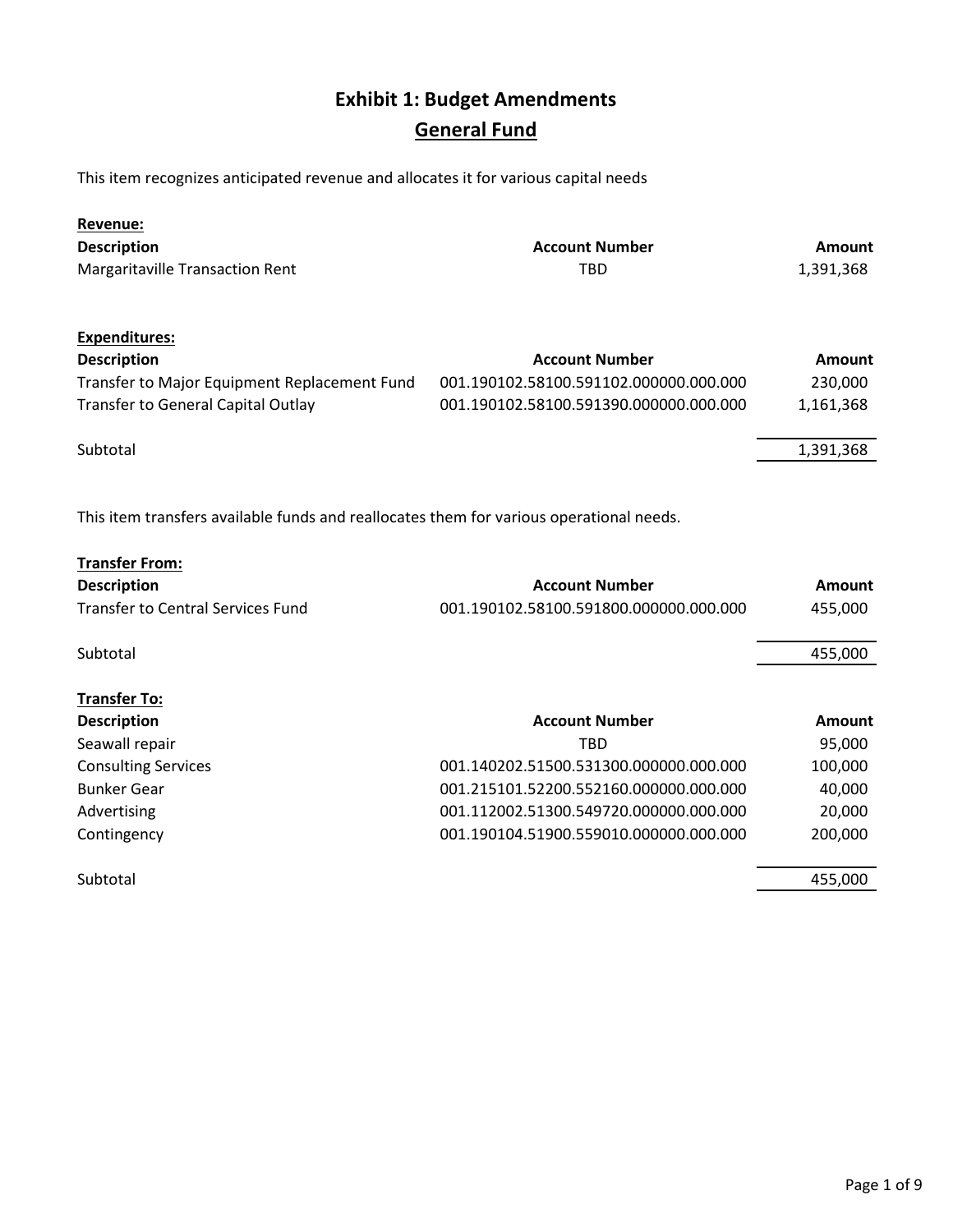# Exhibit 1: Budget Amendments

## General Fund

This item recognizes anticipated revenue and allocates it for various capital needs

**Revenue:**

| Description | Account Number | Amount |
|---|---|---|
| Margaritaville Transaction Rent | TBD | 1,391,368 |

**Expenditures:**

| Description | Account Number | Amount |
|---|---|---|
| Transfer to Major Equipment Replacement Fund | 001.190102.58100.591102.000000.000.000 | 230,000 |
| Transfer to General Capital Outlay | 001.190102.58100.591390.000000.000.000 | 1,161,368 |
| Subtotal | | 1,391,368 |

This item transfers available funds and reallocates them for various operational needs.

**Transfer From:**

| Description | Account Number | Amount |
|---|---|---|
| Transfer to Central Services Fund | 001.190102.58100.591800.000000.000.000 | 455,000 |
| Subtotal | | 455,000 |

**Transfer To:**

| Description | Account Number | Amount |
|---|---|---|
| Seawall repair | TBD | 95,000 |
| Consulting Services | 001.140202.51500.531300.000000.000.000 | 100,000 |
| Bunker Gear | 001.215101.52200.552160.000000.000.000 | 40,000 |
| Advertising | 001.112002.51300.549720.000000.000.000 | 20,000 |
| Contingency | 001.190104.51900.559010.000000.000.000 | 200,000 |
| Subtotal | | 455,000 |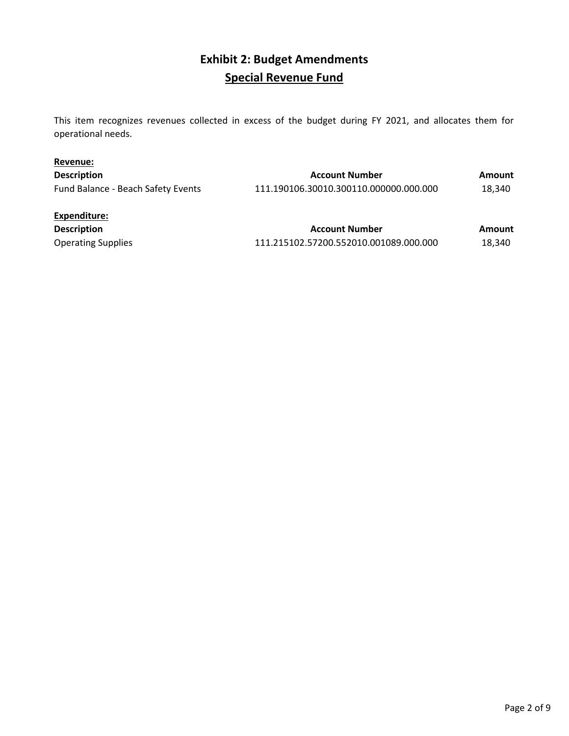# Exhibit 2: Budget Amendments

## Special Revenue Fund

This item recognizes revenues collected in excess of the budget during FY 2021, and allocates them for operational needs.

**Revenue:**

| Description | Account Number | Amount |
|---|---|---|
| Fund Balance - Beach Safety Events | 111.190106.30010.300110.000000.000.000 | 18,340 |

**Expenditure:**

| Description | Account Number | Amount |
|---|---|---|
| Operating Supplies | 111.215102.57200.552010.001089.000.000 | 18,340 |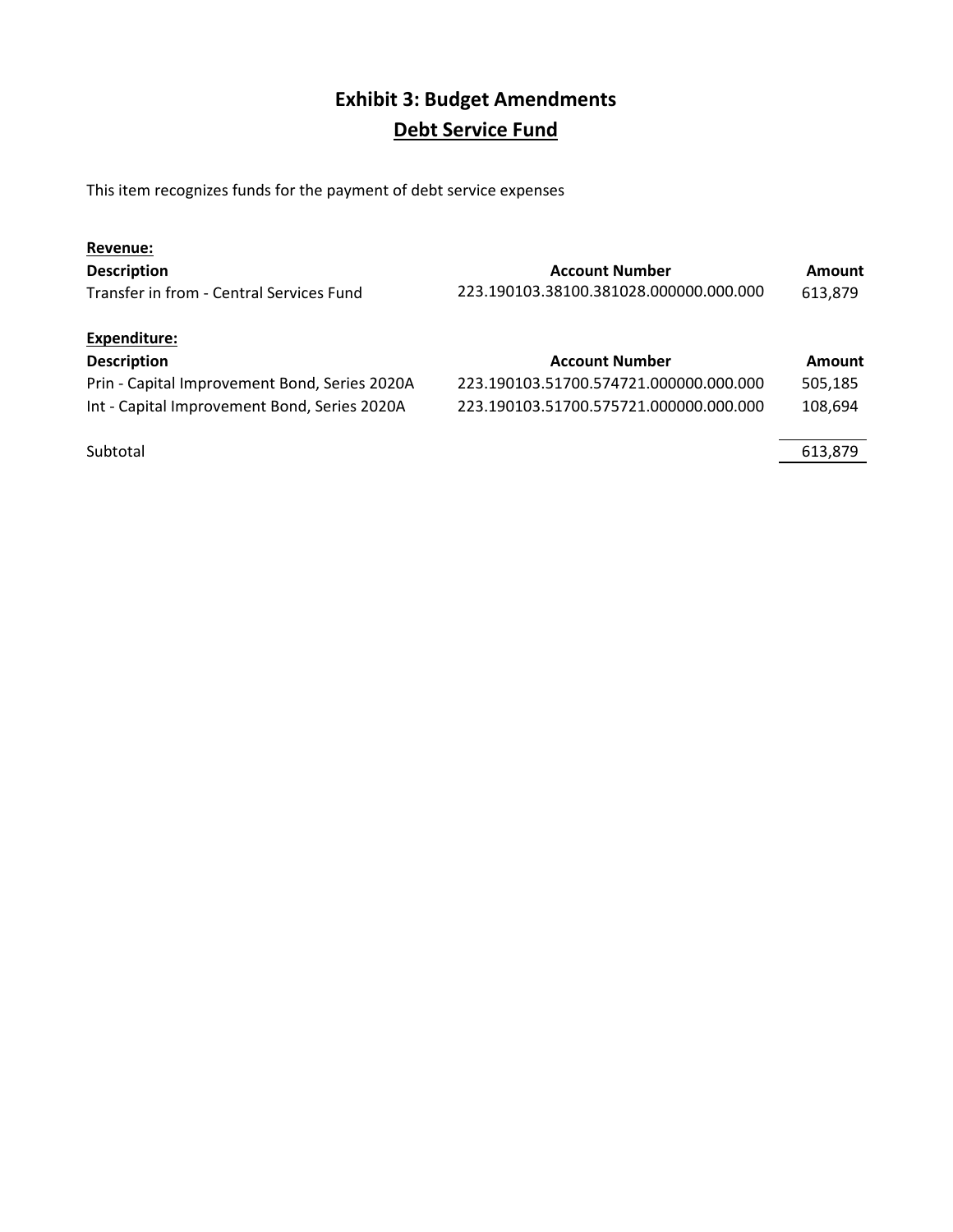# Exhibit 3: Budget Amendments

## Debt Service Fund

This item recognizes funds for the payment of debt service expenses

**Revenue:**

| Description | Account Number | Amount |
|---|---|---|
| Transfer in from - Central Services Fund | 223.190103.38100.381028.000000.000.000 | 613,879 |

**Expenditure:**

| Description | Account Number | Amount |
|---|---|---|
| Prin - Capital Improvement Bond, Series 2020A | 223.190103.51700.574721.000000.000.000 | 505,185 |
| Int - Capital Improvement Bond, Series 2020A | 223.190103.51700.575721.000000.000.000 | 108,694 |
| Subtotal | | 613,879 |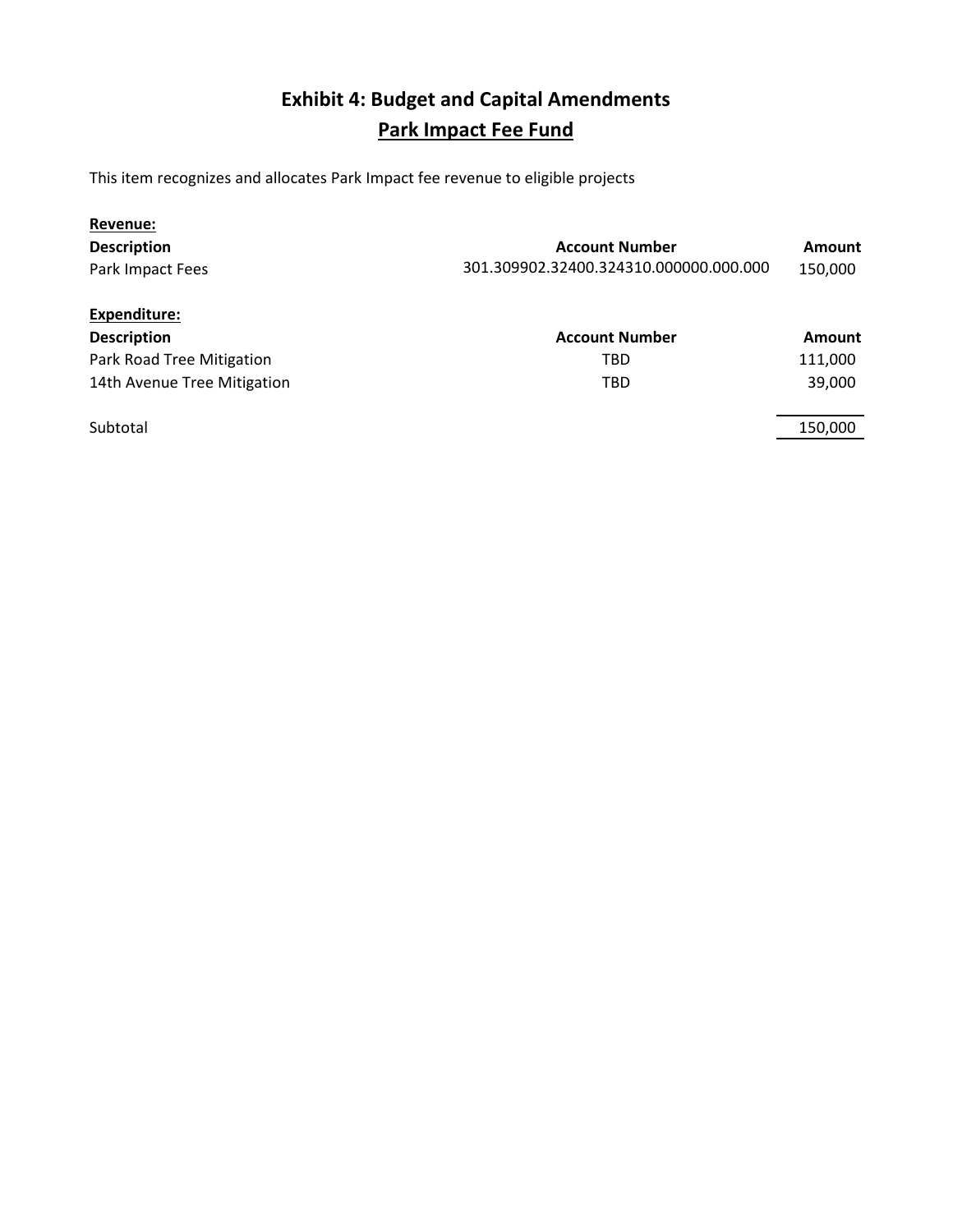# Exhibit 4: Budget and Capital Amendments

## Park Impact Fee Fund

This item recognizes and allocates Park Impact fee revenue to eligible projects

**Revenue:**

| Description | Account Number | Amount |
|---|---|---|
| Park Impact Fees | 301.309902.32400.324310.000000.000.000 | 150,000 |

**Expenditure:**

| Description | Account Number | Amount |
|---|---|---|
| Park Road Tree Mitigation | TBD | 111,000 |
| 14th Avenue Tree Mitigation | TBD | 39,000 |
| Subtotal | | 150,000 |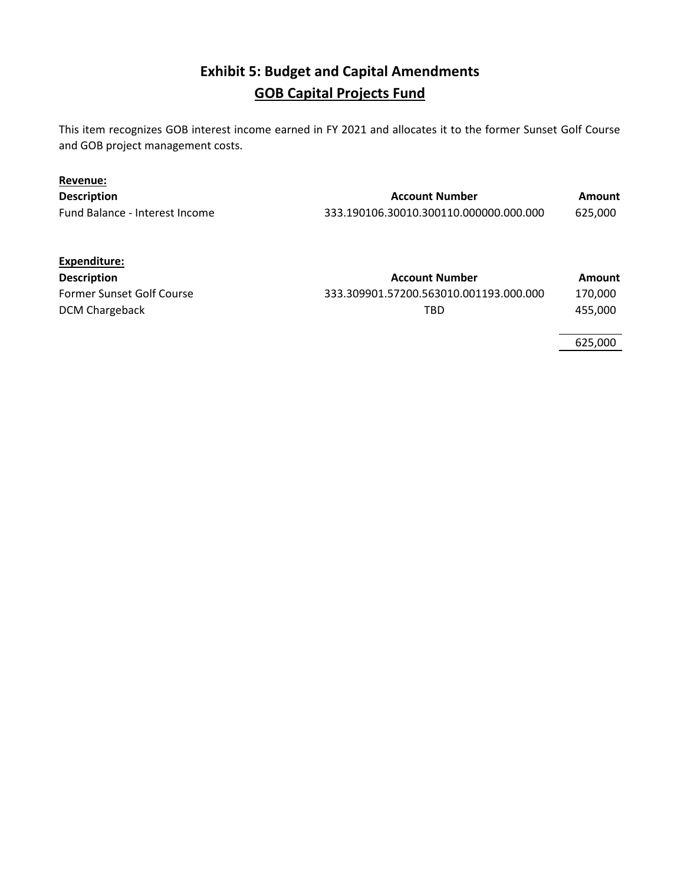# Exhibit 5: Budget and Capital Amendments

## GOB Capital Projects Fund

This item recognizes GOB interest income earned in FY 2021 and allocates it to the former Sunset Golf Course and GOB project management costs.

**Revenue:**

| Description | Account Number | Amount |
|---|---|---|
| Fund Balance - Interest Income | 333.190106.30010.300110.000000.000.000 | 625,000 |

**Expenditure:**

| Description | Account Number | Amount |
|---|---|---|
| Former Sunset Golf Course | 333.309901.57200.563010.001193.000.000 | 170,000 |
| DCM Chargeback | TBD | 455,000 |
| | | 625,000 |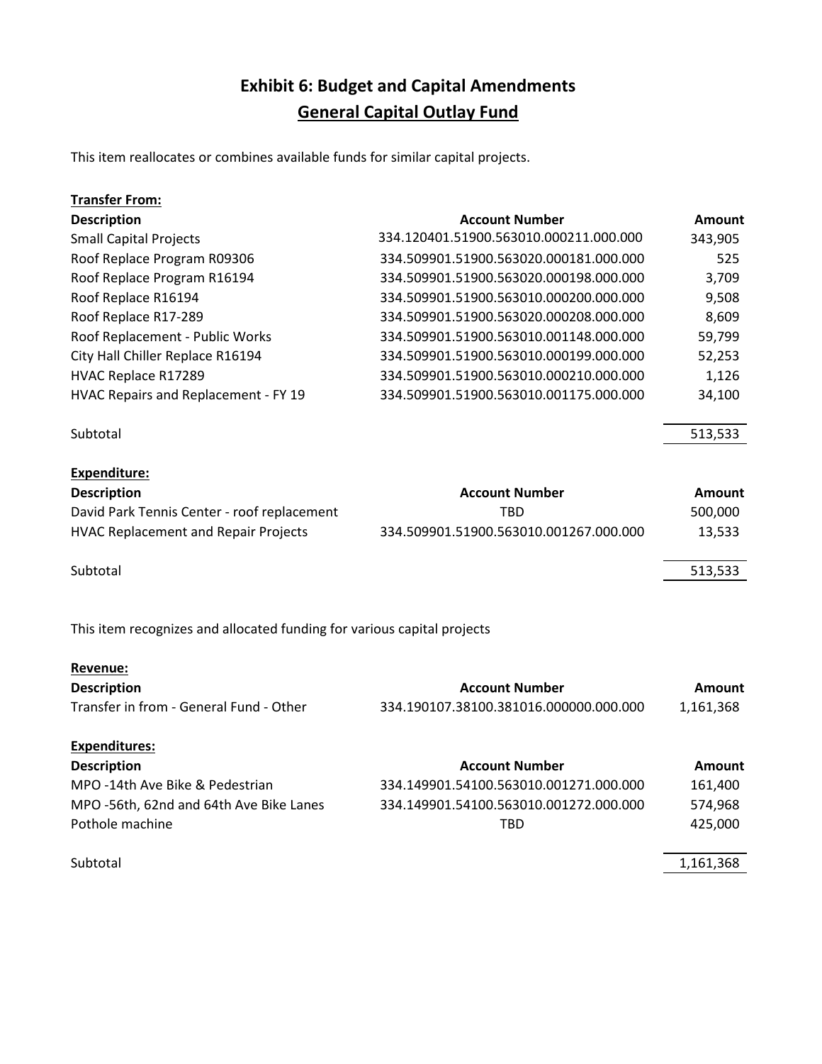# Exhibit 6: Budget and Capital Amendments

## General Capital Outlay Fund

This item reallocates or combines available funds for similar capital projects.

**Transfer From:**

| Description | Account Number | Amount |
|---|---|---|
| Small Capital Projects | 334.120401.51900.563010.000211.000.000 | 343,905 |
| Roof Replace Program R09306 | 334.509901.51900.563020.000181.000.000 | 525 |
| Roof Replace Program R16194 | 334.509901.51900.563020.000198.000.000 | 3,709 |
| Roof Replace R16194 | 334.509901.51900.563010.000200.000.000 | 9,508 |
| Roof Replace R17-289 | 334.509901.51900.563020.000208.000.000 | 8,609 |
| Roof Replacement - Public Works | 334.509901.51900.563010.001148.000.000 | 59,799 |
| City Hall Chiller Replace R16194 | 334.509901.51900.563010.000199.000.000 | 52,253 |
| HVAC Replace R17289 | 334.509901.51900.563010.000210.000.000 | 1,126 |
| HVAC Repairs and Replacement - FY 19 | 334.509901.51900.563010.001175.000.000 | 34,100 |
| Subtotal | | 513,533 |

**Expenditure:**

| Description | Account Number | Amount |
|---|---|---|
| David Park Tennis Center - roof replacement | TBD | 500,000 |
| HVAC Replacement and Repair Projects | 334.509901.51900.563010.001267.000.000 | 13,533 |
| Subtotal | | 513,533 |

This item recognizes and allocated funding for various capital projects

**Revenue:**

| Description | Account Number | Amount |
|---|---|---|
| Transfer in from - General Fund - Other | 334.190107.38100.381016.000000.000.000 | 1,161,368 |

**Expenditures:**

| Description | Account Number | Amount |
|---|---|---|
| MPO -14th Ave Bike & Pedestrian | 334.149901.54100.563010.001271.000.000 | 161,400 |
| MPO -56th, 62nd and 64th Ave Bike Lanes | 334.149901.54100.563010.001272.000.000 | 574,968 |
| Pothole machine | TBD | 425,000 |
| Subtotal | | 1,161,368 |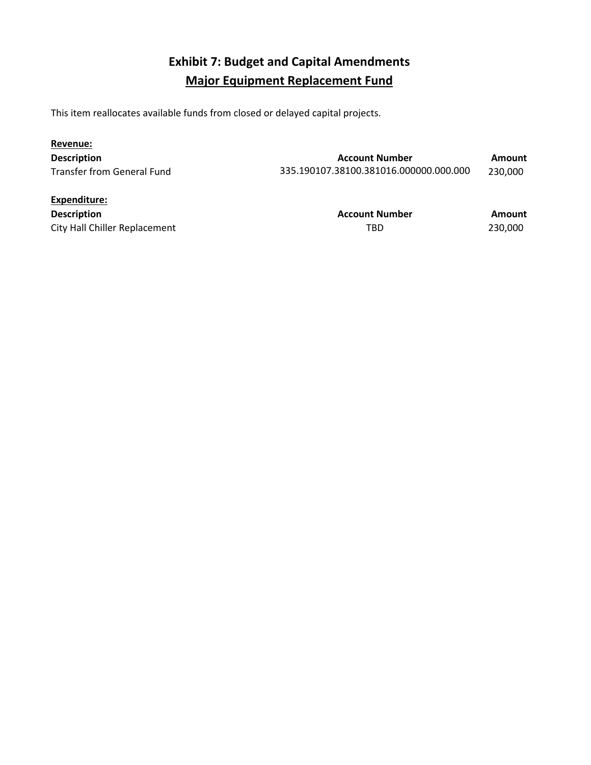# Exhibit 7: Budget and Capital Amendments

## Major Equipment Replacement Fund

This item reallocates available funds from closed or delayed capital projects.

**Revenue:**

| Description | Account Number | Amount |
|---|---|---|
| Transfer from General Fund | 335.190107.38100.381016.000000.000.000 | 230,000 |

**Expenditure:**

| Description | Account Number | Amount |
|---|---|---|
| City Hall Chiller Replacement | TBD | 230,000 |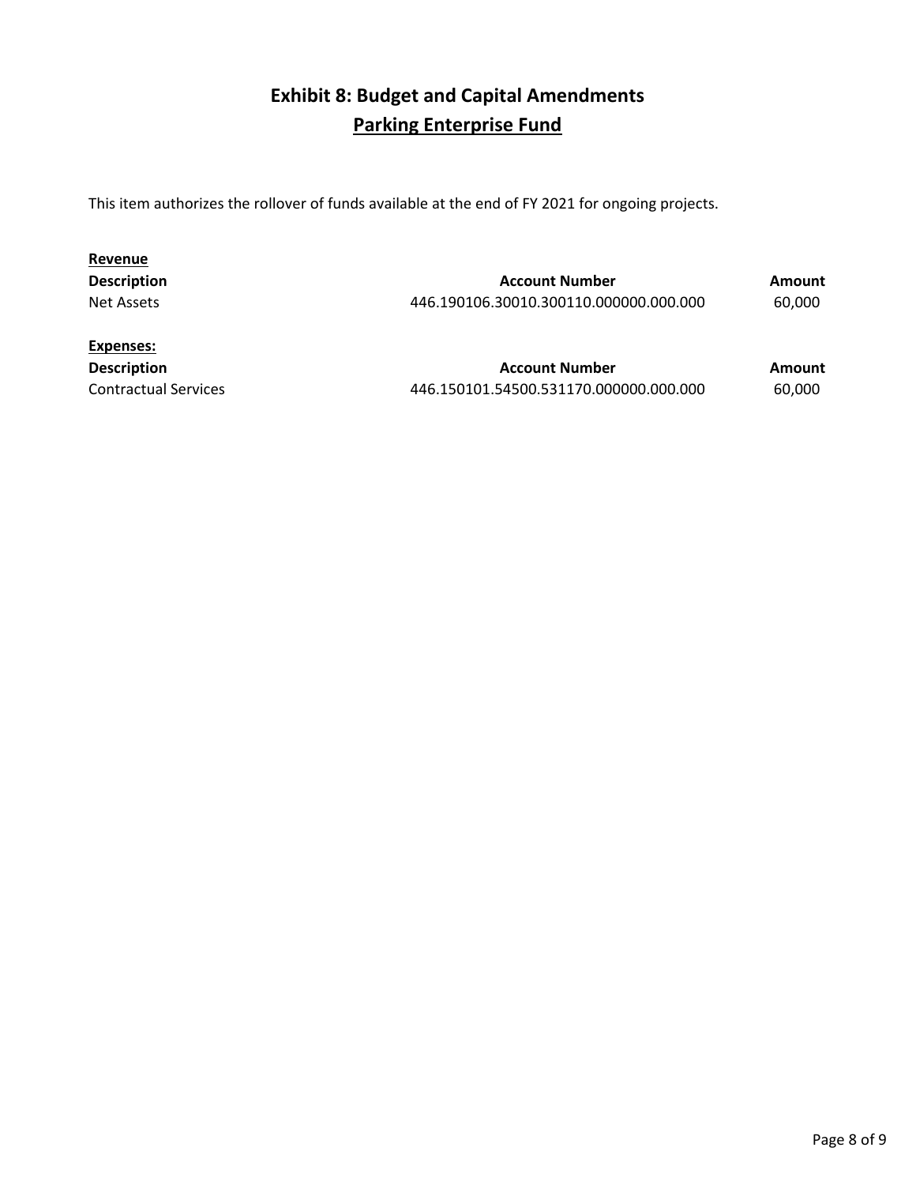# Exhibit 8: Budget and Capital Amendments

## Parking Enterprise Fund

This item authorizes the rollover of funds available at the end of FY 2021 for ongoing projects.

**Revenue**

| Description | Account Number | Amount |
|---|---|---|
| Net Assets | 446.190106.30010.300110.000000.000.000 | 60,000 |

**Expenses:**

| Description | Account Number | Amount |
|---|---|---|
| Contractual Services | 446.150101.54500.531170.000000.000.000 | 60,000 |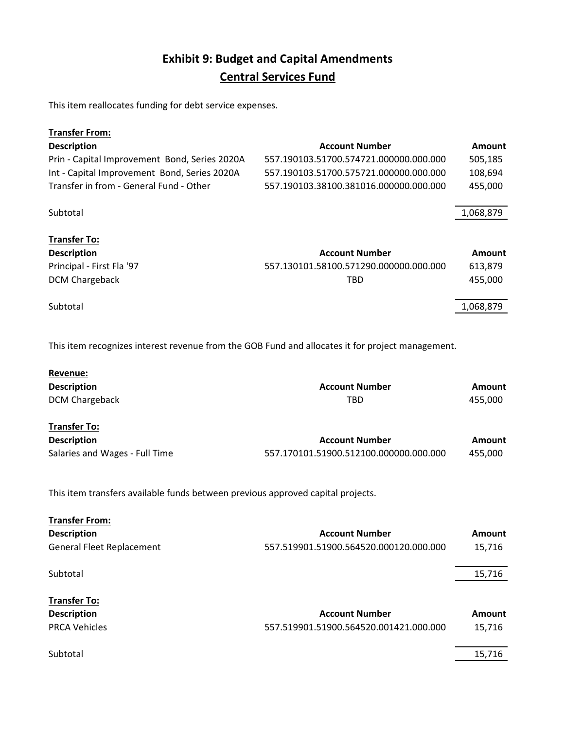# Exhibit 9: Budget and Capital Amendments

## Central Services Fund

This item reallocates funding for debt service expenses.

**Transfer From:**

| Description | Account Number | Amount |
|---|---|---|
| Prin - Capital Improvement Bond, Series 2020A | 557.190103.51700.574721.000000.000.000 | 505,185 |
| Int - Capital Improvement Bond, Series 2020A | 557.190103.51700.575721.000000.000.000 | 108,694 |
| Transfer in from - General Fund - Other | 557.190103.38100.381016.000000.000.000 | 455,000 |
| Subtotal | | 1,068,879 |

**Transfer To:**

| Description | Account Number | Amount |
|---|---|---|
| Principal - First Fla '97 | 557.130101.58100.571290.000000.000.000 | 613,879 |
| DCM Chargeback | TBD | 455,000 |
| Subtotal | | 1,068,879 |

This item recognizes interest revenue from the GOB Fund and allocates it for project management.

**Revenue:**

| Description | Account Number | Amount |
|---|---|---|
| DCM Chargeback | TBD | 455,000 |

**Transfer To:**

| Description | Account Number | Amount |
|---|---|---|
| Salaries and Wages - Full Time | 557.170101.51900.512100.000000.000.000 | 455,000 |

This item transfers available funds between previous approved capital projects.

**Transfer From:**

| Description | Account Number | Amount |
|---|---|---|
| General Fleet Replacement | 557.519901.51900.564520.000120.000.000 | 15,716 |
| Subtotal | | 15,716 |

**Transfer To:**

| Description | Account Number | Amount |
|---|---|---|
| PRCA Vehicles | 557.519901.51900.564520.001421.000.000 | 15,716 |
| Subtotal | | 15,716 |